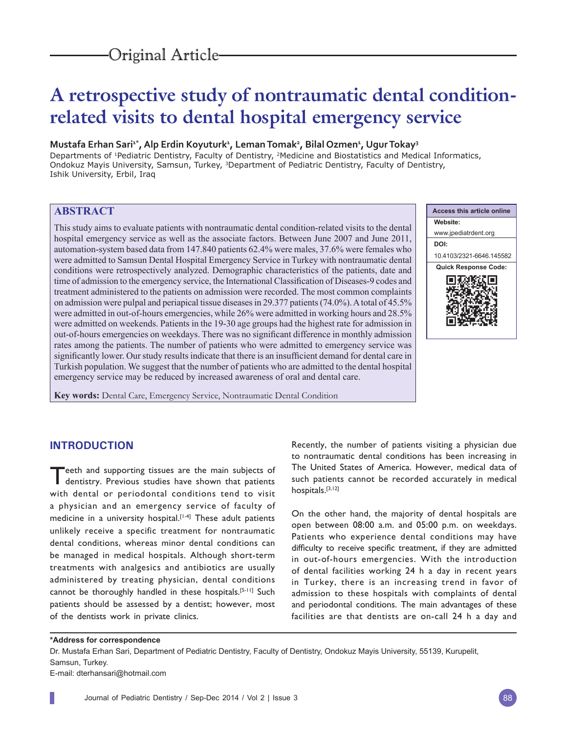Original Article

# A retrospective study of nontraumatic dental condition-related visits to dental hospital emergency service

**Mustafa Erhan Sari[1*], Alp Erdin Koyuturk[1], Leman Tomak[2], Bilal Ozmen[1], Ugur Tokay[3]**

Departments of [1]Pediatric Dentistry, Faculty of Dentistry, [2]Medicine and Biostatistics and Medical Informatics, Ondokuz Mayis University, Samsun, Turkey, [3]Department of Pediatric Dentistry, Faculty of Dentistry, Ishik University, Erbil, Iraq

## ABSTRACT

This study aims to evaluate patients with nontraumatic dental condition-related visits to the dental hospital emergency service as well as the associate factors. Between June 2007 and June 2011, automation-system based data from 147.840 patients 62.4% were males, 37.6% were females who were admitted to Samsun Dental Hospital Emergency Service in Turkey with nontraumatic dental conditions were retrospectively analyzed. Demographic characteristics of the patients, date and time of admission to the emergency service, the International Classification of Diseases-9 codes and treatment administered to the patients on admission were recorded. The most common complaints on admission were pulpal and periapical tissue diseases in 29.377 patients (74.0%). A total of 45.5% were admitted in out-of-hours emergencies, while 26% were admitted in working hours and 28.5% were admitted on weekends. Patients in the 19-30 age groups had the highest rate for admission in out-of-hours emergencies on weekdays. There was no significant difference in monthly admission rates among the patients. The number of patients who were admitted to emergency service was significantly lower. Our study results indicate that there is an insufficient demand for dental care in Turkish population. We suggest that the number of patients who are admitted to the dental hospital emergency service may be reduced by increased awareness of oral and dental care.

**Key words:** Dental Care, Emergency Service, Nontraumatic Dental Condition

| Access this article online |
| --- |
| **Website:** www.jpediatrdent.org |
| **DOI:** 10.4103/2321-6646.145582 |
| **Quick Response Code:** |

## INTRODUCTION

Teeth and supporting tissues are the main subjects of dentistry. Previous studies have shown that patients with dental or periodontal conditions tend to visit a physician and an emergency service of faculty of medicine in a university hospital.[1-4] These adult patients unlikely receive a specific treatment for nontraumatic dental conditions, whereas minor dental conditions can be managed in medical hospitals. Although short-term treatments with analgesics and antibiotics are usually administered by treating physician, dental conditions cannot be thoroughly handled in these hospitals.[5-11] Such patients should be assessed by a dentist; however, most of the dentists work in private clinics.

Recently, the number of patients visiting a physician due to nontraumatic dental conditions has been increasing in The United States of America. However, medical data of such patients cannot be recorded accurately in medical hospitals.[3,12]

On the other hand, the majority of dental hospitals are open between 08:00 a.m. and 05:00 p.m. on weekdays. Patients who experience dental conditions may have difficulty to receive specific treatment, if they are admitted in out-of-hours emergencies. With the introduction of dental facilities working 24 h a day in recent years in Turkey, there is an increasing trend in favor of admission to these hospitals with complaints of dental and periodontal conditions. The main advantages of these facilities are that dentists are on-call 24 h a day and

**\*Address for correspondence**

Dr. Mustafa Erhan Sari, Department of Pediatric Dentistry, Faculty of Dentistry, Ondokuz Mayis University, 55139, Kurupelit, Samsun, Turkey.

E-mail: dterhansari@hotmail.com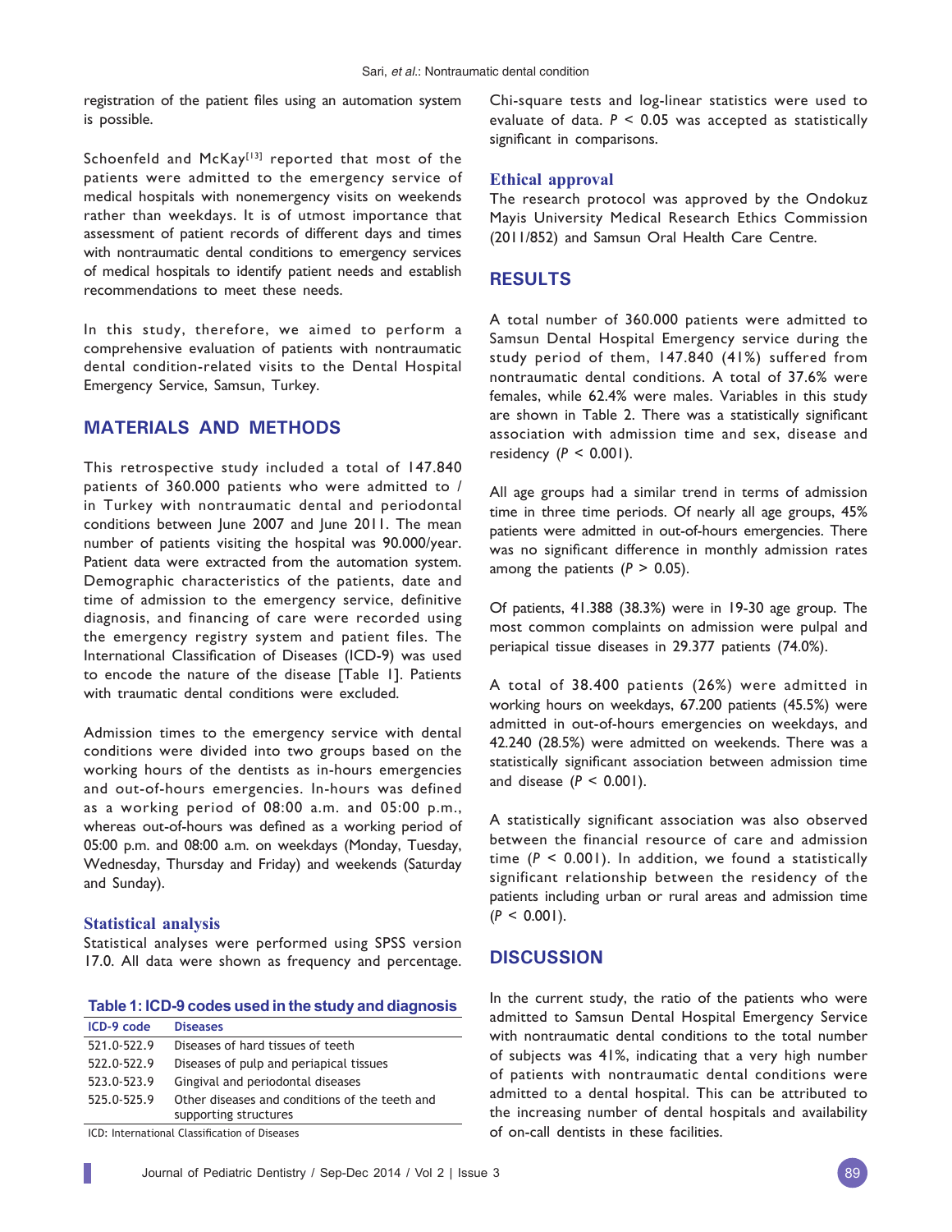registration of the patient files using an automation system is possible.

Schoenfeld and McKay[13] reported that most of the patients were admitted to the emergency service of medical hospitals with nonemergency visits on weekends rather than weekdays. It is of utmost importance that assessment of patient records of different days and times with nontraumatic dental conditions to emergency services of medical hospitals to identify patient needs and establish recommendations to meet these needs.

In this study, therefore, we aimed to perform a comprehensive evaluation of patients with nontraumatic dental condition-related visits to the Dental Hospital Emergency Service, Samsun, Turkey.

## MATERIALS AND METHODS

This retrospective study included a total of 147.840 patients of 360.000 patients who were admitted to / in Turkey with nontraumatic dental and periodontal conditions between June 2007 and June 2011. The mean number of patients visiting the hospital was 90.000/year. Patient data were extracted from the automation system. Demographic characteristics of the patients, date and time of admission to the emergency service, definitive diagnosis, and financing of care were recorded using the emergency registry system and patient files. The International Classification of Diseases (ICD-9) was used to encode the nature of the disease [Table 1]. Patients with traumatic dental conditions were excluded.

Admission times to the emergency service with dental conditions were divided into two groups based on the working hours of the dentists as in-hours emergencies and out-of-hours emergencies. In-hours was defined as a working period of 08:00 a.m. and 05:00 p.m., whereas out-of-hours was defined as a working period of 05:00 p.m. and 08:00 a.m. on weekdays (Monday, Tuesday, Wednesday, Thursday and Friday) and weekends (Saturday and Sunday).

### Statistical analysis

Statistical analyses were performed using SPSS version 17.0. All data were shown as frequency and percentage.

**Table 1: ICD-9 codes used in the study and diagnosis**

| ICD-9 code | Diseases |
|---|---|
| 521.0-522.9 | Diseases of hard tissues of teeth |
| 522.0-522.9 | Diseases of pulp and periapical tissues |
| 523.0-523.9 | Gingival and periodontal diseases |
| 525.0-525.9 | Other diseases and conditions of the teeth and supporting structures |

ICD: International Classification of Diseases

Chi-square tests and log-linear statistics were used to evaluate of data. $P < 0.05$ was accepted as statistically significant in comparisons.

### Ethical approval

The research protocol was approved by the Ondokuz Mayis University Medical Research Ethics Commission (2011/852) and Samsun Oral Health Care Centre.

## RESULTS

A total number of 360.000 patients were admitted to Samsun Dental Hospital Emergency service during the study period of them, 147.840 (41%) suffered from nontraumatic dental conditions. A total of 37.6% were females, while 62.4% were males. Variables in this study are shown in Table 2. There was a statistically significant association with admission time and sex, disease and residency ($P < 0.001$).

All age groups had a similar trend in terms of admission time in three time periods. Of nearly all age groups, 45% patients were admitted in out-of-hours emergencies. There was no significant difference in monthly admission rates among the patients ($P > 0.05$).

Of patients, 41.388 (38.3%) were in 19-30 age group. The most common complaints on admission were pulpal and periapical tissue diseases in 29.377 patients (74.0%).

A total of 38.400 patients (26%) were admitted in working hours on weekdays, 67.200 patients (45.5%) were admitted in out-of-hours emergencies on weekdays, and 42.240 (28.5%) were admitted on weekends. There was a statistically significant association between admission time and disease ($P < 0.001$).

A statistically significant association was also observed between the financial resource of care and admission time ($P < 0.001$). In addition, we found a statistically significant relationship between the residency of the patients including urban or rural areas and admission time ($P < 0.001$).

## DISCUSSION

In the current study, the ratio of the patients who were admitted to Samsun Dental Hospital Emergency Service with nontraumatic dental conditions to the total number of subjects was 41%, indicating that a very high number of patients with nontraumatic dental conditions were admitted to a dental hospital. This can be attributed to the increasing number of dental hospitals and availability of on-call dentists in these facilities.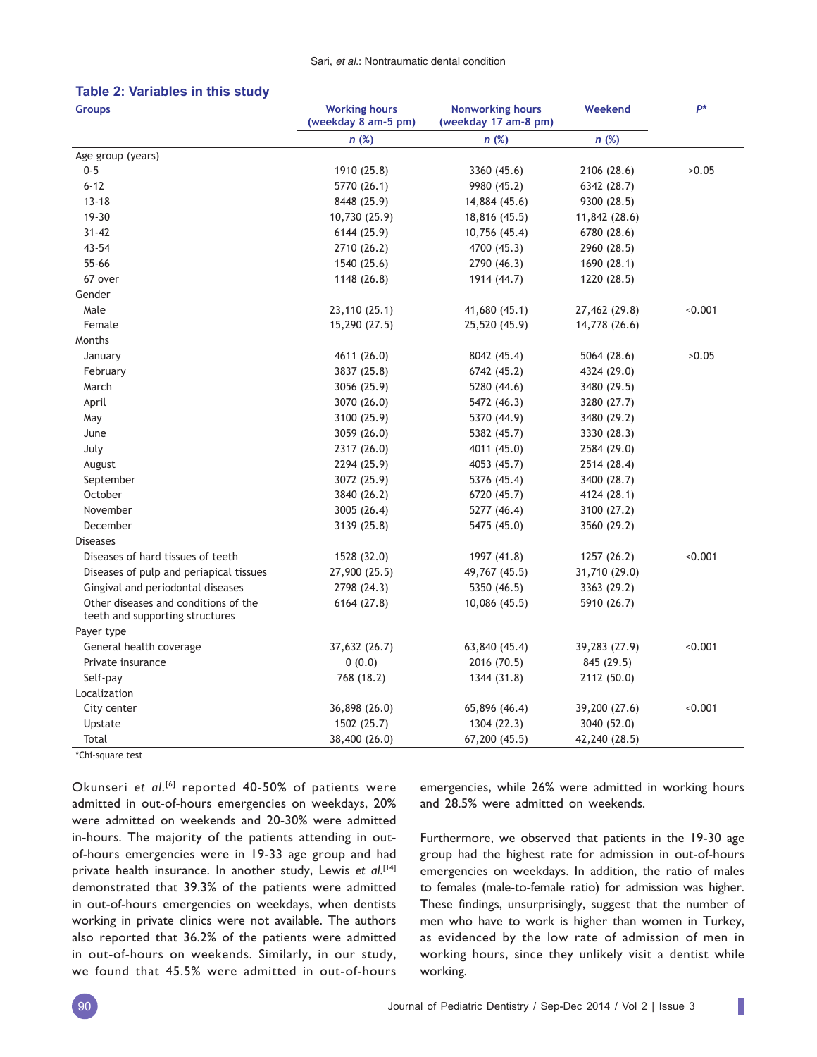**Table 2: Variables in this study**

| Groups | Working hours (weekday 8 am-5 pm) | Nonworking hours (weekday 17 am-8 pm) | Weekend | P* |
|---|---|---|---|---|
| | n (%) | n (%) | n (%) | |
| Age group (years) | | | | |
| 0-5 | 1910 (25.8) | 3360 (45.6) | 2106 (28.6) | >0.05 |
| 6-12 | 5770 (26.1) | 9980 (45.2) | 6342 (28.7) | |
| 13-18 | 8448 (25.9) | 14,884 (45.6) | 9300 (28.5) | |
| 19-30 | 10,730 (25.9) | 18,816 (45.5) | 11,842 (28.6) | |
| 31-42 | 6144 (25.9) | 10,756 (45.4) | 6780 (28.6) | |
| 43-54 | 2710 (26.2) | 4700 (45.3) | 2960 (28.5) | |
| 55-66 | 1540 (25.6) | 2790 (46.3) | 1690 (28.1) | |
| 67 over | 1148 (26.8) | 1914 (44.7) | 1220 (28.5) | |
| Gender | | | | |
| Male | 23,110 (25.1) | 41,680 (45.1) | 27,462 (29.8) | <0.001 |
| Female | 15,290 (27.5) | 25,520 (45.9) | 14,778 (26.6) | |
| Months | | | | |
| January | 4611 (26.0) | 8042 (45.4) | 5064 (28.6) | >0.05 |
| February | 3837 (25.8) | 6742 (45.2) | 4324 (29.0) | |
| March | 3056 (25.9) | 5280 (44.6) | 3480 (29.5) | |
| April | 3070 (26.0) | 5472 (46.3) | 3280 (27.7) | |
| May | 3100 (25.9) | 5370 (44.9) | 3480 (29.2) | |
| June | 3059 (26.0) | 5382 (45.7) | 3330 (28.3) | |
| July | 2317 (26.0) | 4011 (45.0) | 2584 (29.0) | |
| August | 2294 (25.9) | 4053 (45.7) | 2514 (28.4) | |
| September | 3072 (25.9) | 5376 (45.4) | 3400 (28.7) | |
| October | 3840 (26.2) | 6720 (45.7) | 4124 (28.1) | |
| November | 3005 (26.4) | 5277 (46.4) | 3100 (27.2) | |
| December | 3139 (25.8) | 5475 (45.0) | 3560 (29.2) | |
| Diseases | | | | |
| Diseases of hard tissues of teeth | 1528 (32.0) | 1997 (41.8) | 1257 (26.2) | <0.001 |
| Diseases of pulp and periapical tissues | 27,900 (25.5) | 49,767 (45.5) | 31,710 (29.0) | |
| Gingival and periodontal diseases | 2798 (24.3) | 5350 (46.5) | 3363 (29.2) | |
| Other diseases and conditions of the teeth and supporting structures | 6164 (27.8) | 10,086 (45.5) | 5910 (26.7) | |
| Payer type | | | | |
| General health coverage | 37,632 (26.7) | 63,840 (45.4) | 39,283 (27.9) | <0.001 |
| Private insurance | 0 (0.0) | 2016 (70.5) | 845 (29.5) | |
| Self-pay | 768 (18.2) | 1344 (31.8) | 2112 (50.0) | |
| Localization | | | | |
| City center | 36,898 (26.0) | 65,896 (46.4) | 39,200 (27.6) | <0.001 |
| Upstate | 1502 (25.7) | 1304 (22.3) | 3040 (52.0) | |
| Total | 38,400 (26.0) | 67,200 (45.5) | 42,240 (28.5) | |

*Chi-square test

Okunseri *et al.*[6] reported 40-50% of patients were admitted in out-of-hours emergencies on weekdays, 20% were admitted on weekends and 20-30% were admitted in-hours. The majority of the patients attending in out-of-hours emergencies were in 19-33 age group and had private health insurance. In another study, Lewis *et al.*[14] demonstrated that 39.3% of the patients were admitted in out-of-hours emergencies on weekdays, when dentists working in private clinics were not available. The authors also reported that 36.2% of the patients were admitted in out-of-hours on weekends. Similarly, in our study, we found that 45.5% were admitted in out-of-hours emergencies, while 26% were admitted in working hours and 28.5% were admitted on weekends.

Furthermore, we observed that patients in the 19-30 age group had the highest rate for admission in out-of-hours emergencies on weekdays. In addition, the ratio of males to females (male-to-female ratio) for admission was higher. These findings, unsurprisingly, suggest that the number of men who have to work is higher than women in Turkey, as evidenced by the low rate of admission of men in working hours, since they unlikely visit a dentist while working.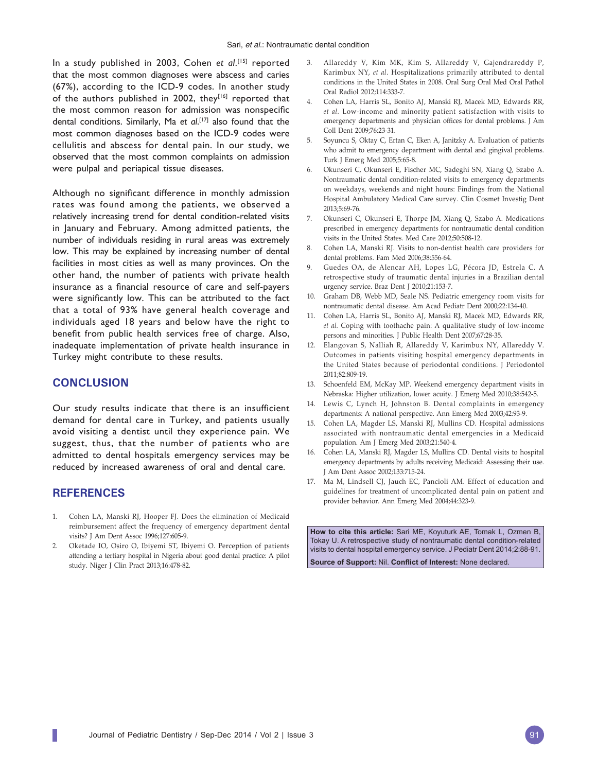In a study published in 2003, Cohen *et al*.[15] reported that the most common diagnoses were abscess and caries (67%), according to the ICD-9 codes. In another study of the authors published in 2002, they[16] reported that the most common reason for admission was nonspecific dental conditions. Similarly, Ma *et al*.[17] also found that the most common diagnoses based on the ICD-9 codes were cellulitis and abscess for dental pain. In our study, we observed that the most common complaints on admission were pulpal and periapical tissue diseases.

Although no significant difference in monthly admission rates was found among the patients, we observed a relatively increasing trend for dental condition-related visits in January and February. Among admitted patients, the number of individuals residing in rural areas was extremely low. This may be explained by increasing number of dental facilities in most cities as well as many provinces. On the other hand, the number of patients with private health insurance as a financial resource of care and self-payers were significantly low. This can be attributed to the fact that a total of 93% have general health coverage and individuals aged 18 years and below have the right to benefit from public health services free of charge. Also, inadequate implementation of private health insurance in Turkey might contribute to these results.

## CONCLUSION

Our study results indicate that there is an insufficient demand for dental care in Turkey, and patients usually avoid visiting a dentist until they experience pain. We suggest, thus, that the number of patients who are admitted to dental hospitals emergency services may be reduced by increased awareness of oral and dental care.

## REFERENCES

1. Cohen LA, Manski RJ, Hooper FJ. Does the elimination of Medicaid reimbursement affect the frequency of emergency department dental visits? J Am Dent Assoc 1996;127:605-9.
2. Oketade IO, Osiro O, Ibiyemi ST, Ibiyemi O. Perception of patients attending a tertiary hospital in Nigeria about good dental practice: A pilot study. Niger J Clin Pract 2013;16:478-82.
3. Allareddy V, Kim MK, Kim S, Allareddy V, Gajendrareddy P, Karimbux NY, *et al*. Hospitalizations primarily attributed to dental conditions in the United States in 2008. Oral Surg Oral Med Oral Pathol Oral Radiol 2012;114:333-7.
4. Cohen LA, Harris SL, Bonito AJ, Manski RJ, Macek MD, Edwards RR, *et al*. Low-income and minority patient satisfaction with visits to emergency departments and physician offices for dental problems. J Am Coll Dent 2009;76:23-31.
5. Soyuncu S, Oktay C, Ertan C, Eken A, Janitzky A. Evaluation of patients who admit to emergency department with dental and gingival problems. Turk J Emerg Med 2005;5:65-8.
6. Okunseri C, Okunseri E, Fischer MC, Sadeghi SN, Xiang Q, Szabo A. Nontraumatic dental condition-related visits to emergency departments on weekdays, weekends and night hours: Findings from the National Hospital Ambulatory Medical Care survey. Clin Cosmet Investig Dent 2013;5:69-76.
7. Okunseri C, Okunseri E, Thorpe JM, Xiang Q, Szabo A. Medications prescribed in emergency departments for nontraumatic dental condition visits in the United States. Med Care 2012;50:508-12.
8. Cohen LA, Manski RJ. Visits to non-dentist health care providers for dental problems. Fam Med 2006;38:556-64.
9. Guedes OA, de Alencar AH, Lopes LG, Pécora JD, Estrela C. A retrospective study of traumatic dental injuries in a Brazilian dental urgency service. Braz Dent J 2010;21:153-7.
10. Graham DB, Webb MD, Seale NS. Pediatric emergency room visits for nontraumatic dental disease. Am Acad Pediatr Dent 2000;22:134-40.
11. Cohen LA, Harris SL, Bonito AJ, Manski RJ, Macek MD, Edwards RR, *et al*. Coping with toothache pain: A qualitative study of low-income persons and minorities. J Public Health Dent 2007;67:28-35.
12. Elangovan S, Nalliah R, Allareddy V, Karimbux NY, Allareddy V. Outcomes in patients visiting hospital emergency departments in the United States because of periodontal conditions. J Periodontol 2011;82:809-19.
13. Schoenfeld EM, McKay MP. Weekend emergency department visits in Nebraska: Higher utilization, lower acuity. J Emerg Med 2010;38:542-5.
14. Lewis C, Lynch H, Johnston B. Dental complaints in emergency departments: A national perspective. Ann Emerg Med 2003;42:93-9.
15. Cohen LA, Magder LS, Manski RJ, Mullins CD. Hospital admissions associated with nontraumatic dental emergencies in a Medicaid population. Am J Emerg Med 2003;21:540-4.
16. Cohen LA, Manski RJ, Magder LS, Mullins CD. Dental visits to hospital emergency departments by adults receiving Medicaid: Assessing their use. J Am Dent Assoc 2002;133:715-24.
17. Ma M, Lindsell CJ, Jauch EC, Pancioli AM. Effect of education and guidelines for treatment of uncomplicated dental pain on patient and provider behavior. Ann Emerg Med 2004;44:323-9.

**How to cite this article:** Sari ME, Koyuturk AE, Tomak L, Ozmen B, Tokay U. A retrospective study of nontraumatic dental condition-related visits to dental hospital emergency service. J Pediatr Dent 2014;2:88-91.

**Source of Support:** Nil. **Conflict of Interest:** None declared.